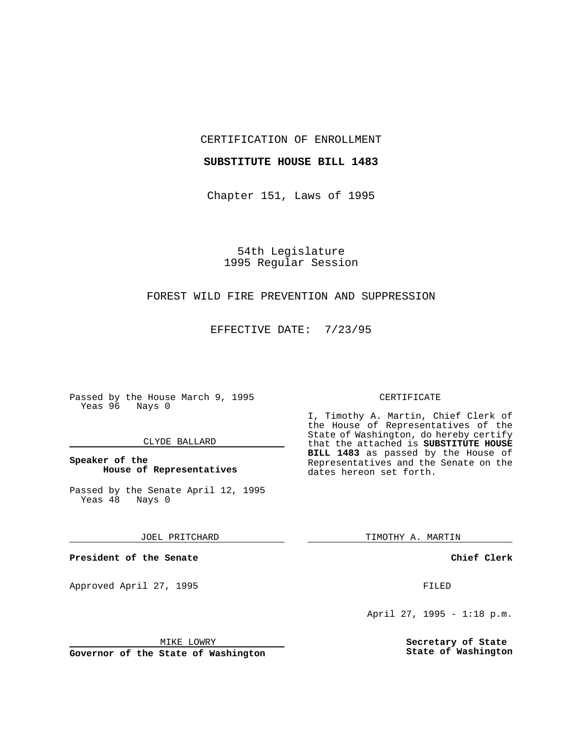CERTIFICATION OF ENROLLMENT

**SUBSTITUTE HOUSE BILL 1483**

Chapter 151, Laws of 1995

54th Legislature
1995 Regular Session

FOREST WILD FIRE PREVENTION AND SUPPRESSION

EFFECTIVE DATE: 7/23/95

Passed by the House March 9, 1995
Yeas 96 Nays 0

CLYDE BALLARD

**Speaker of the House of Representatives**

Passed by the Senate April 12, 1995
Yeas 48 Nays 0

JOEL PRITCHARD

**President of the Senate**

Approved April 27, 1995

MIKE LOWRY

**Governor of the State of Washington**

CERTIFICATE

I, Timothy A. Martin, Chief Clerk of the House of Representatives of the State of Washington, do hereby certify that the attached is **SUBSTITUTE HOUSE BILL 1483** as passed by the House of Representatives and the Senate on the dates hereon set forth.

TIMOTHY A. MARTIN

**Chief Clerk**

FILED

April 27, 1995 - 1:18 p.m.

**Secretary of State State of Washington**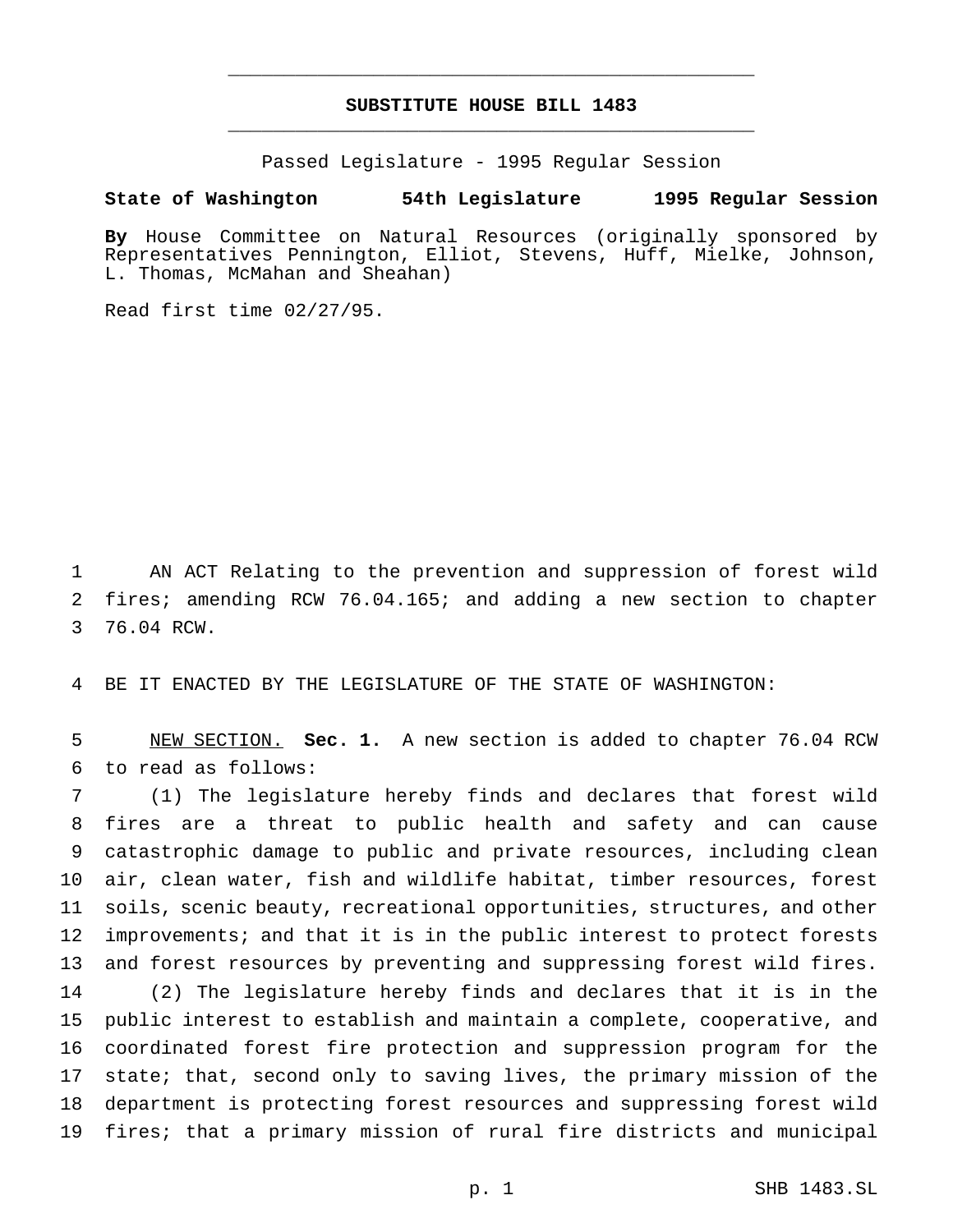# SUBSTITUTE HOUSE BILL 1483

Passed Legislature - 1995 Regular Session

**State of Washington 54th Legislature 1995 Regular Session**

**By** House Committee on Natural Resources (originally sponsored by Representatives Pennington, Elliot, Stevens, Huff, Mielke, Johnson, L. Thomas, McMahan and Sheahan)

Read first time 02/27/95.

AN ACT Relating to the prevention and suppression of forest wild fires; amending RCW 76.04.165; and adding a new section to chapter 76.04 RCW.

BE IT ENACTED BY THE LEGISLATURE OF THE STATE OF WASHINGTON:

NEW SECTION. **Sec. 1.** A new section is added to chapter 76.04 RCW to read as follows:

(1) The legislature hereby finds and declares that forest wild fires are a threat to public health and safety and can cause catastrophic damage to public and private resources, including clean air, clean water, fish and wildlife habitat, timber resources, forest soils, scenic beauty, recreational opportunities, structures, and other improvements; and that it is in the public interest to protect forests and forest resources by preventing and suppressing forest wild fires.

(2) The legislature hereby finds and declares that it is in the public interest to establish and maintain a complete, cooperative, and coordinated forest fire protection and suppression program for the state; that, second only to saving lives, the primary mission of the department is protecting forest resources and suppressing forest wild fires; that a primary mission of rural fire districts and municipal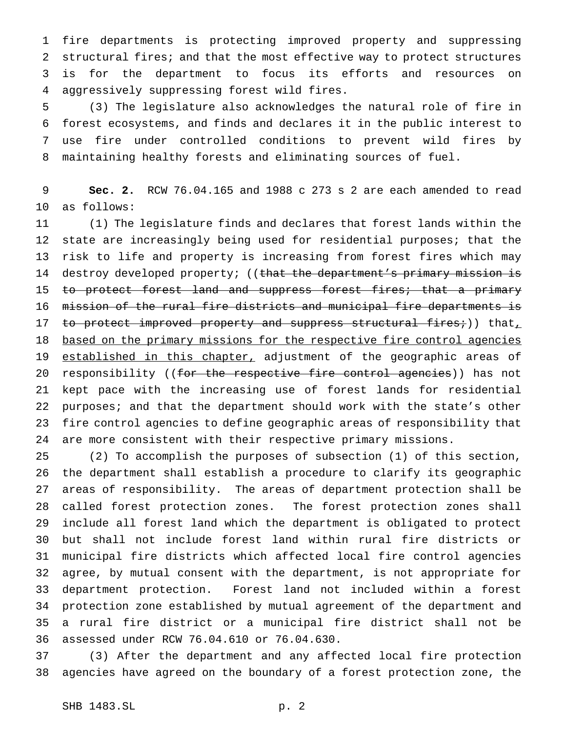fire departments is protecting improved property and suppressing structural fires; and that the most effective way to protect structures is for the department to focus its efforts and resources on aggressively suppressing forest wild fires.

(3) The legislature also acknowledges the natural role of fire in forest ecosystems, and finds and declares it in the public interest to use fire under controlled conditions to prevent wild fires by maintaining healthy forests and eliminating sources of fuel.

**Sec. 2.** RCW 76.04.165 and 1988 c 273 s 2 are each amended to read as follows:

(1) The legislature finds and declares that forest lands within the state are increasingly being used for residential purposes; that the risk to life and property is increasing from forest fires which may destroy developed property; ((~~that the department's primary mission is to protect forest land and suppress forest fires; that a primary mission of the rural fire districts and municipal fire departments is to protect improved property and suppress structural fires;~~)) that, based on the primary missions for the respective fire control agencies established in this chapter, adjustment of the geographic areas of responsibility ((~~for the respective fire control agencies~~)) has not kept pace with the increasing use of forest lands for residential purposes; and that the department should work with the state's other fire control agencies to define geographic areas of responsibility that are more consistent with their respective primary missions.

(2) To accomplish the purposes of subsection (1) of this section, the department shall establish a procedure to clarify its geographic areas of responsibility. The areas of department protection shall be called forest protection zones. The forest protection zones shall include all forest land which the department is obligated to protect but shall not include forest land within rural fire districts or municipal fire districts which affected local fire control agencies agree, by mutual consent with the department, is not appropriate for department protection. Forest land not included within a forest protection zone established by mutual agreement of the department and a rural fire district or a municipal fire district shall not be assessed under RCW 76.04.610 or 76.04.630.

(3) After the department and any affected local fire protection agencies have agreed on the boundary of a forest protection zone, the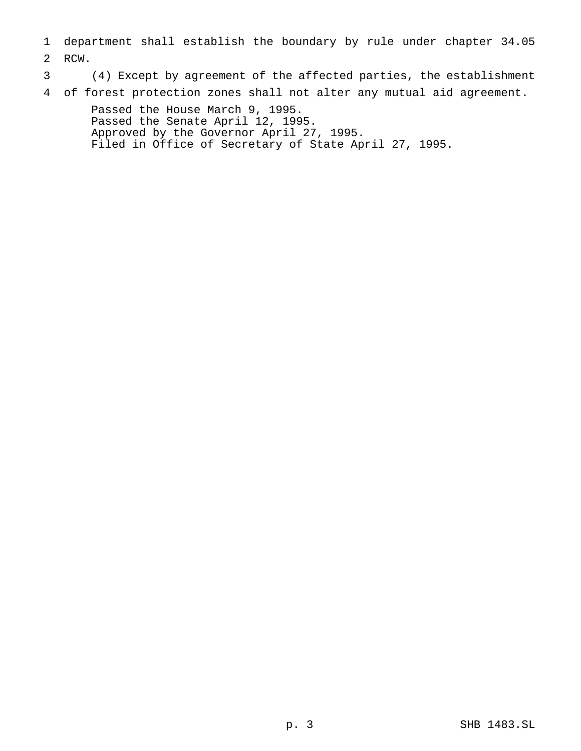department shall establish the boundary by rule under chapter 34.05 RCW.

(4) Except by agreement of the affected parties, the establishment of forest protection zones shall not alter any mutual aid agreement.

Passed the House March 9, 1995.
Passed the Senate April 12, 1995.
Approved by the Governor April 27, 1995.
Filed in Office of Secretary of State April 27, 1995.